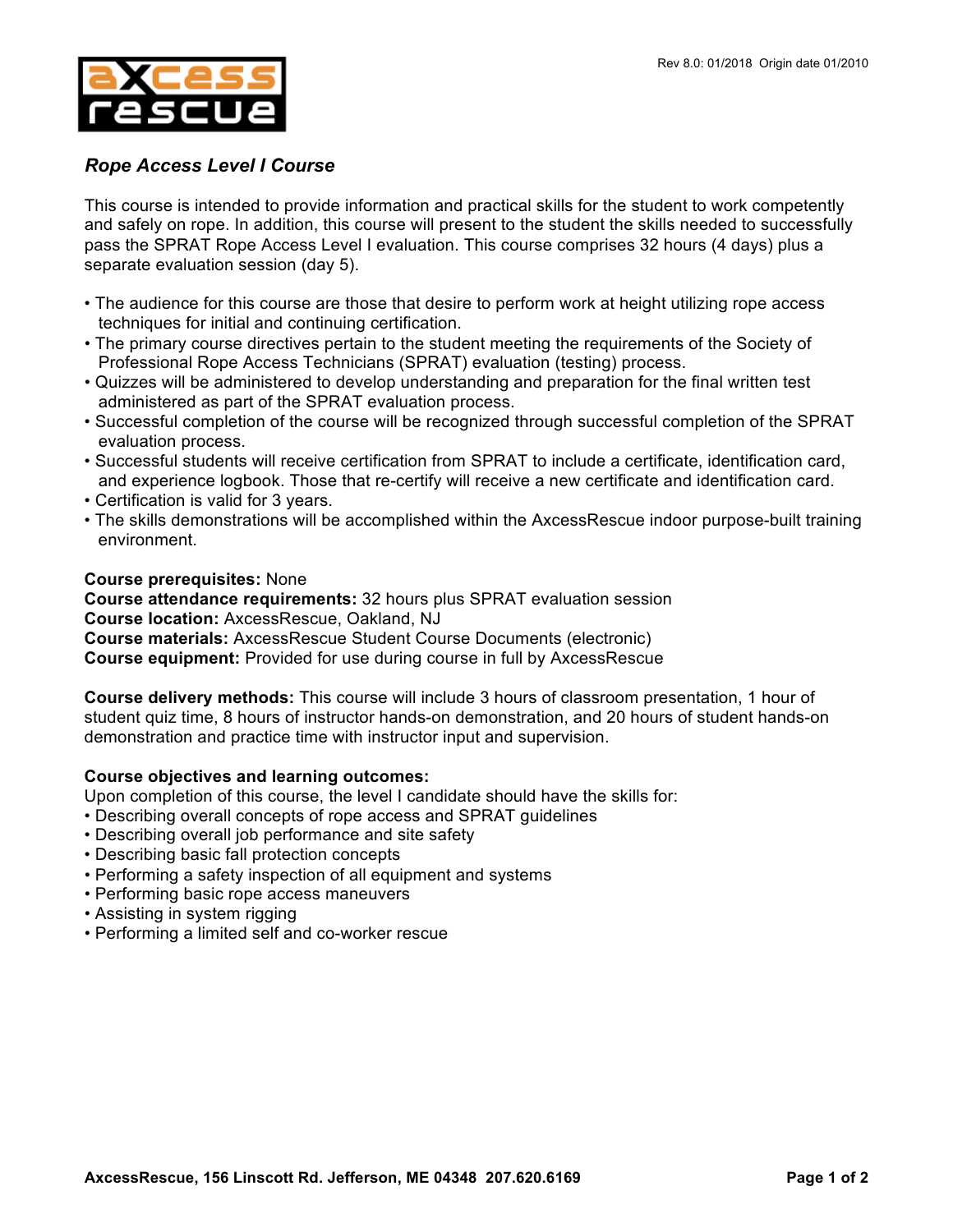Rev 8.0: 01/2018 Origin date 01/2010

# *Rope Access Level I Course*

This course is intended to provide information and practical skills for the student to work competently and safely on rope. In addition, this course will present to the student the skills needed to successfully pass the SPRAT Rope Access Level I evaluation. This course comprises 32 hours (4 days) plus a separate evaluation session (day 5).

- The audience for this course are those that desire to perform work at height utilizing rope access techniques for initial and continuing certification.
- The primary course directives pertain to the student meeting the requirements of the Society of Professional Rope Access Technicians (SPRAT) evaluation (testing) process.
- Quizzes will be administered to develop understanding and preparation for the final written test administered as part of the SPRAT evaluation process.
- Successful completion of the course will be recognized through successful completion of the SPRAT evaluation process.
- Successful students will receive certification from SPRAT to include a certificate, identification card, and experience logbook. Those that re-certify will receive a new certificate and identification card.
- Certification is valid for 3 years.
- The skills demonstrations will be accomplished within the AxcessRescue indoor purpose-built training environment.

**Course prerequisites:** None
**Course attendance requirements:** 32 hours plus SPRAT evaluation session
**Course location:** AxcessRescue, Oakland, NJ
**Course materials:** AxcessRescue Student Course Documents (electronic)
**Course equipment:** Provided for use during course in full by AxcessRescue

**Course delivery methods:** This course will include 3 hours of classroom presentation, 1 hour of student quiz time, 8 hours of instructor hands-on demonstration, and 20 hours of student hands-on demonstration and practice time with instructor input and supervision.

**Course objectives and learning outcomes:**
Upon completion of this course, the level I candidate should have the skills for:

- Describing overall concepts of rope access and SPRAT guidelines
- Describing overall job performance and site safety
- Describing basic fall protection concepts
- Performing a safety inspection of all equipment and systems
- Performing basic rope access maneuvers
- Assisting in system rigging
- Performing a limited self and co-worker rescue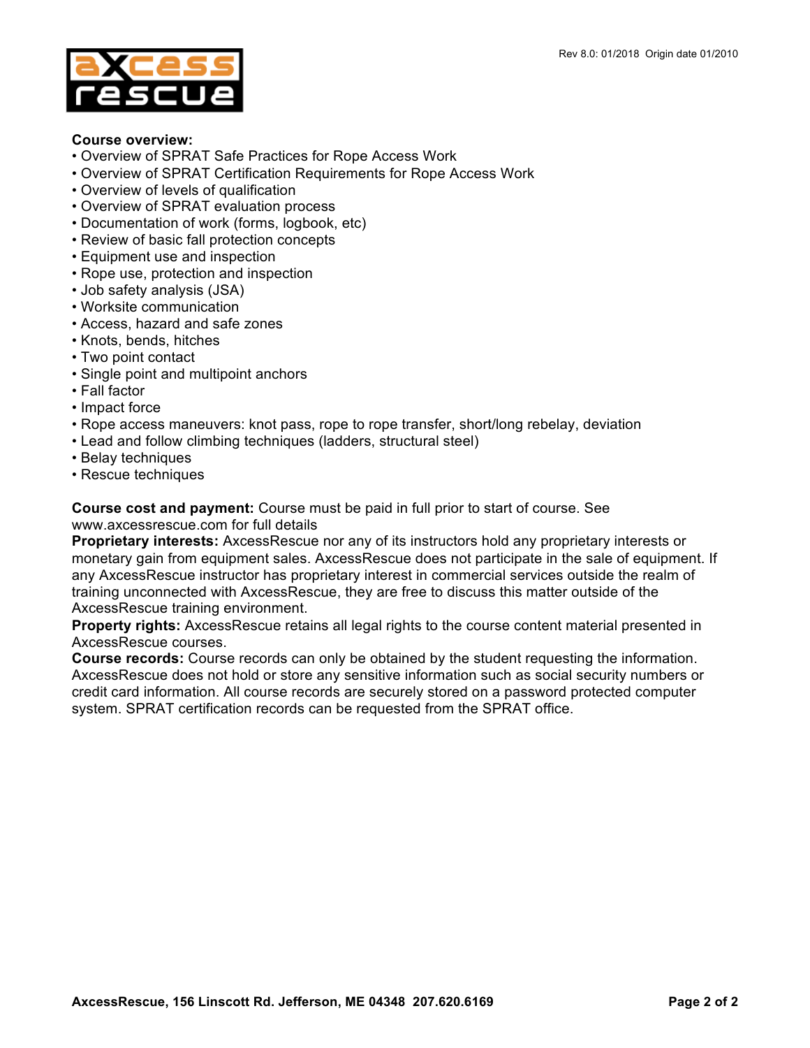**Course overview:**

- Overview of SPRAT Safe Practices for Rope Access Work
- Overview of SPRAT Certification Requirements for Rope Access Work
- Overview of levels of qualification
- Overview of SPRAT evaluation process
- Documentation of work (forms, logbook, etc)
- Review of basic fall protection concepts
- Equipment use and inspection
- Rope use, protection and inspection
- Job safety analysis (JSA)
- Worksite communication
- Access, hazard and safe zones
- Knots, bends, hitches
- Two point contact
- Single point and multipoint anchors
- Fall factor
- Impact force
- Rope access maneuvers: knot pass, rope to rope transfer, short/long rebelay, deviation
- Lead and follow climbing techniques (ladders, structural steel)
- Belay techniques
- Rescue techniques

**Course cost and payment:** Course must be paid in full prior to start of course. See www.axcessrescue.com for full details

**Proprietary interests:** AxcessRescue nor any of its instructors hold any proprietary interests or monetary gain from equipment sales. AxcessRescue does not participate in the sale of equipment. If any AxcessRescue instructor has proprietary interest in commercial services outside the realm of training unconnected with AxcessRescue, they are free to discuss this matter outside of the AxcessRescue training environment.

**Property rights:** AxcessRescue retains all legal rights to the course content material presented in AxcessRescue courses.

**Course records:** Course records can only be obtained by the student requesting the information. AxcessRescue does not hold or store any sensitive information such as social security numbers or credit card information. All course records are securely stored on a password protected computer system. SPRAT certification records can be requested from the SPRAT office.